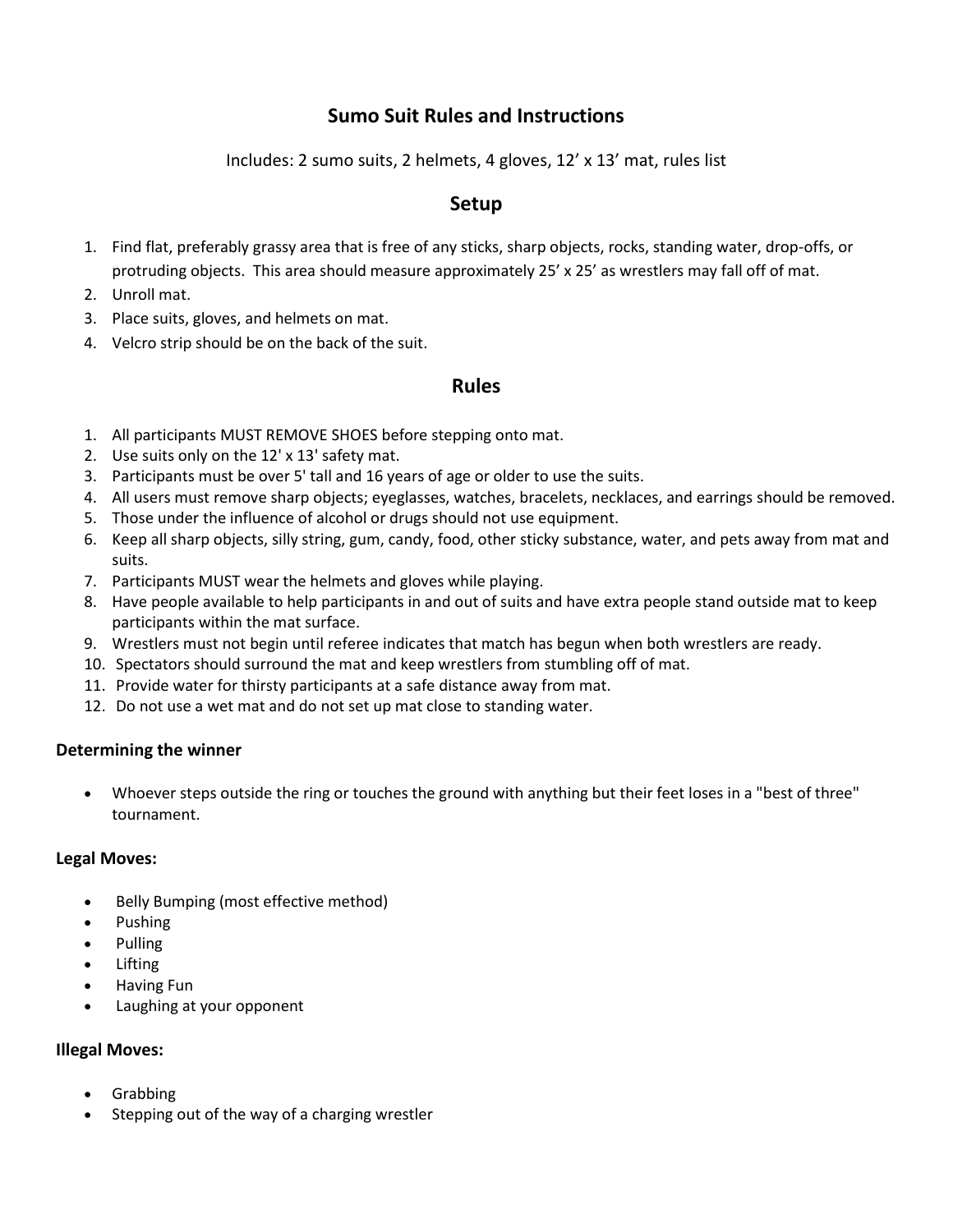# Sumo Suit Rules and Instructions

Includes: 2 sumo suits, 2 helmets, 4 gloves, 12' x 13' mat, rules list

## Setup

1. Find flat, preferably grassy area that is free of any sticks, sharp objects, rocks, standing water, drop-offs, or protruding objects. This area should measure approximately 25' x 25' as wrestlers may fall off of mat.
2. Unroll mat.
3. Place suits, gloves, and helmets on mat.
4. Velcro strip should be on the back of the suit.

## Rules

1. All participants MUST REMOVE SHOES before stepping onto mat.
2. Use suits only on the 12' x 13' safety mat.
3. Participants must be over 5' tall and 16 years of age or older to use the suits.
4. All users must remove sharp objects; eyeglasses, watches, bracelets, necklaces, and earrings should be removed.
5. Those under the influence of alcohol or drugs should not use equipment.
6. Keep all sharp objects, silly string, gum, candy, food, other sticky substance, water, and pets away from mat and suits.
7. Participants MUST wear the helmets and gloves while playing.
8. Have people available to help participants in and out of suits and have extra people stand outside mat to keep participants within the mat surface.
9. Wrestlers must not begin until referee indicates that match has begun when both wrestlers are ready.
10. Spectators should surround the mat and keep wrestlers from stumbling off of mat.
11. Provide water for thirsty participants at a safe distance away from mat.
12. Do not use a wet mat and do not set up mat close to standing water.

### Determining the winner

- Whoever steps outside the ring or touches the ground with anything but their feet loses in a "best of three" tournament.

### Legal Moves:

- Belly Bumping (most effective method)
- Pushing
- Pulling
- Lifting
- Having Fun
- Laughing at your opponent

### Illegal Moves:

- Grabbing
- Stepping out of the way of a charging wrestler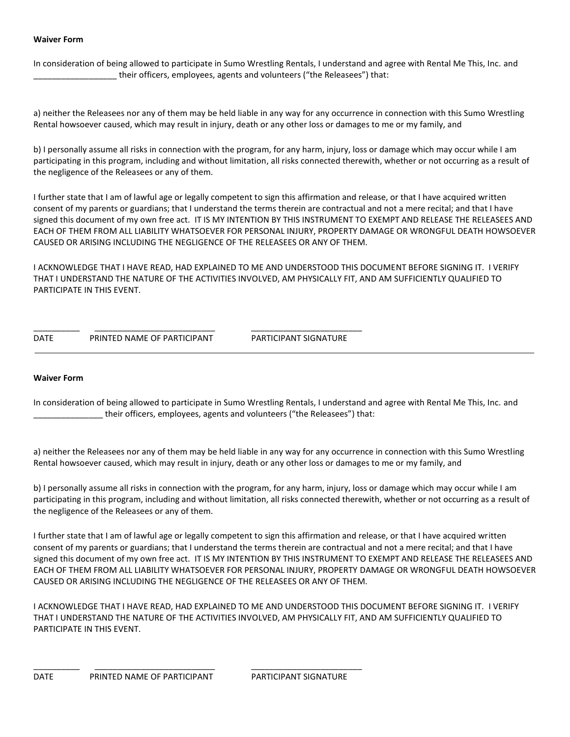**Waiver Form**

In consideration of being allowed to participate in Sumo Wrestling Rentals, I understand and agree with Rental Me This, Inc. and __________________ their officers, employees, agents and volunteers ("the Releasees") that:

a) neither the Releasees nor any of them may be held liable in any way for any occurrence in connection with this Sumo Wrestling Rental howsoever caused, which may result in injury, death or any other loss or damages to me or my family, and

b) I personally assume all risks in connection with the program, for any harm, injury, loss or damage which may occur while I am participating in this program, including and without limitation, all risks connected therewith, whether or not occurring as a result of the negligence of the Releasees or any of them.

I further state that I am of lawful age or legally competent to sign this affirmation and release, or that I have acquired written consent of my parents or guardians; that I understand the terms therein are contractual and not a mere recital; and that I have signed this document of my own free act. IT IS MY INTENTION BY THIS INSTRUMENT TO EXEMPT AND RELEASE THE RELEASEES AND EACH OF THEM FROM ALL LIABILITY WHATSOEVER FOR PERSONAL INJURY, PROPERTY DAMAGE OR WRONGFUL DEATH HOWSOEVER CAUSED OR ARISING INCLUDING THE NEGLIGENCE OF THE RELEASEES OR ANY OF THEM.

I ACKNOWLEDGE THAT I HAVE READ, HAD EXPLAINED TO ME AND UNDERSTOOD THIS DOCUMENT BEFORE SIGNING IT. I VERIFY THAT I UNDERSTAND THE NATURE OF THE ACTIVITIES INVOLVED, AM PHYSICALLY FIT, AND AM SUFFICIENTLY QUALIFIED TO PARTICIPATE IN THIS EVENT.

__________ ___________________________ _________________________

DATE PRINTED NAME OF PARTICIPANT PARTICIPANT SIGNATURE

---

**Waiver Form**

In consideration of being allowed to participate in Sumo Wrestling Rentals, I understand and agree with Rental Me This, Inc. and _______________ their officers, employees, agents and volunteers ("the Releasees") that:

a) neither the Releasees nor any of them may be held liable in any way for any occurrence in connection with this Sumo Wrestling Rental howsoever caused, which may result in injury, death or any other loss or damages to me or my family, and

b) I personally assume all risks in connection with the program, for any harm, injury, loss or damage which may occur while I am participating in this program, including and without limitation, all risks connected therewith, whether or not occurring as a result of the negligence of the Releasees or any of them.

I further state that I am of lawful age or legally competent to sign this affirmation and release, or that I have acquired written consent of my parents or guardians; that I understand the terms therein are contractual and not a mere recital; and that I have signed this document of my own free act. IT IS MY INTENTION BY THIS INSTRUMENT TO EXEMPT AND RELEASE THE RELEASEES AND EACH OF THEM FROM ALL LIABILITY WHATSOEVER FOR PERSONAL INJURY, PROPERTY DAMAGE OR WRONGFUL DEATH HOWSOEVER CAUSED OR ARISING INCLUDING THE NEGLIGENCE OF THE RELEASEES OR ANY OF THEM.

I ACKNOWLEDGE THAT I HAVE READ, HAD EXPLAINED TO ME AND UNDERSTOOD THIS DOCUMENT BEFORE SIGNING IT. I VERIFY THAT I UNDERSTAND THE NATURE OF THE ACTIVITIES INVOLVED, AM PHYSICALLY FIT, AND AM SUFFICIENTLY QUALIFIED TO PARTICIPATE IN THIS EVENT.

__________ ___________________________ _________________________

DATE PRINTED NAME OF PARTICIPANT PARTICIPANT SIGNATURE